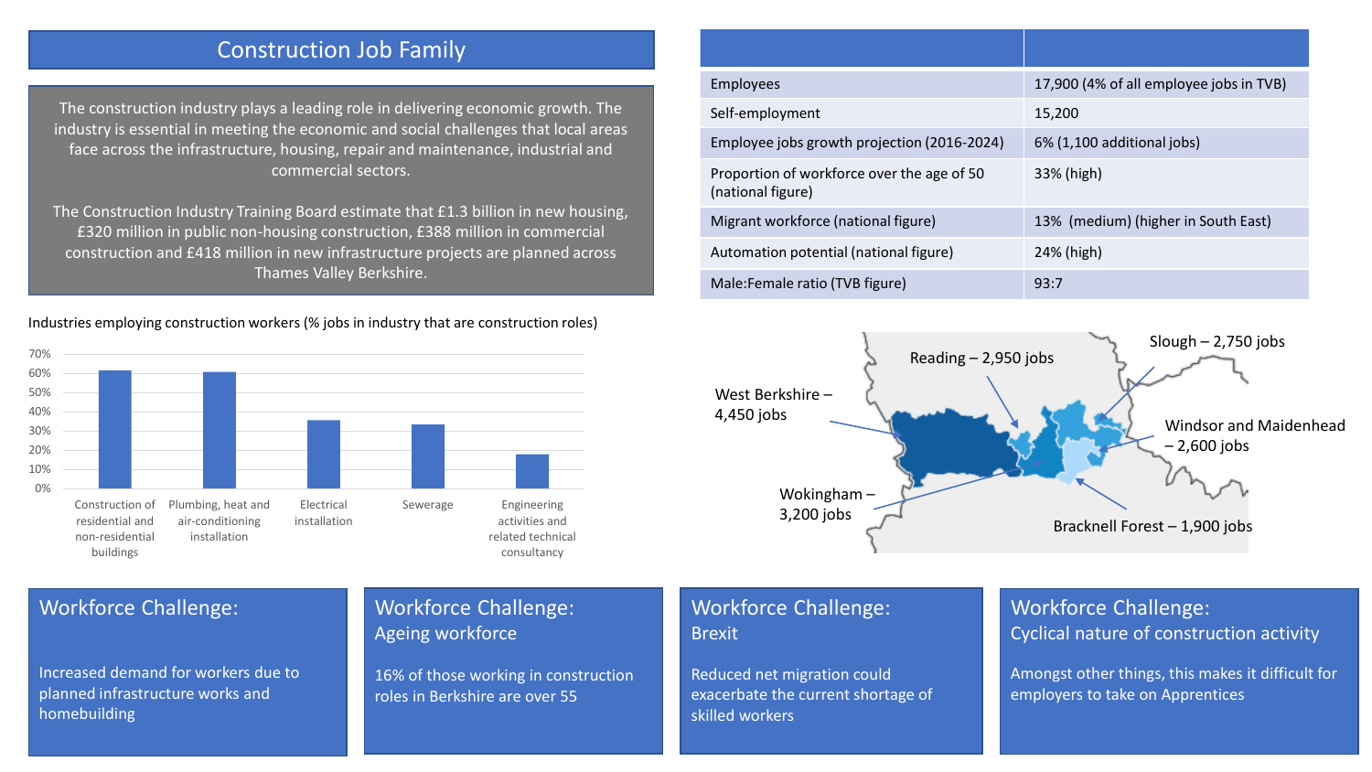# Construction Job Family

The construction industry plays a leading role in delivering economic growth. The industry is essential in meeting the economic and social challenges that local areas face across the infrastructure, housing, repair and maintenance, industrial and commercial sectors.

The Construction Industry Training Board estimate that £1.3 billion in new housing, £320 million in public non-housing construction, £388 million in commercial construction and £418 million in new infrastructure projects are planned across Thames Valley Berkshire.

| | |
|---|---|
| Employees | 17,900 (4% of all employee jobs in TVB) |
| Self-employment | 15,200 |
| Employee jobs growth projection (2016-2024) | 6% (1,100 additional jobs) |
| Proportion of workforce over the age of 50 (national figure) | 33% (high) |
| Migrant workforce (national figure) | 13% (medium) (higher in South East) |
| Automation potential (national figure) | 24% (high) |
| Male:Female ratio (TVB figure) | 93:7 |

Industries employing construction workers (% jobs in industry that are construction roles)

| Industry | % |
|---|---|
| Construction of residential and non-residential buildings | ~62% |
| Plumbing, heat and air-conditioning installation | ~61% |
| Electrical installation | ~36% |
| Sewerage | ~34% |
| Engineering activities and related technical consultancy | ~18% |

- West Berkshire – 4,450 jobs
- Reading – 2,950 jobs
- Slough – 2,750 jobs
- Windsor and Maidenhead – 2,600 jobs
- Wokingham – 3,200 jobs
- Bracknell Forest – 1,900 jobs

## Workforce Challenge:

Increased demand for workers due to planned infrastructure works and homebuilding

## Workforce Challenge: Ageing workforce

16% of those working in construction roles in Berkshire are over 55

## Workforce Challenge: Brexit

Reduced net migration could exacerbate the current shortage of skilled workers

## Workforce Challenge: Cyclical nature of construction activity

Amongst other things, this makes it difficult for employers to take on Apprentices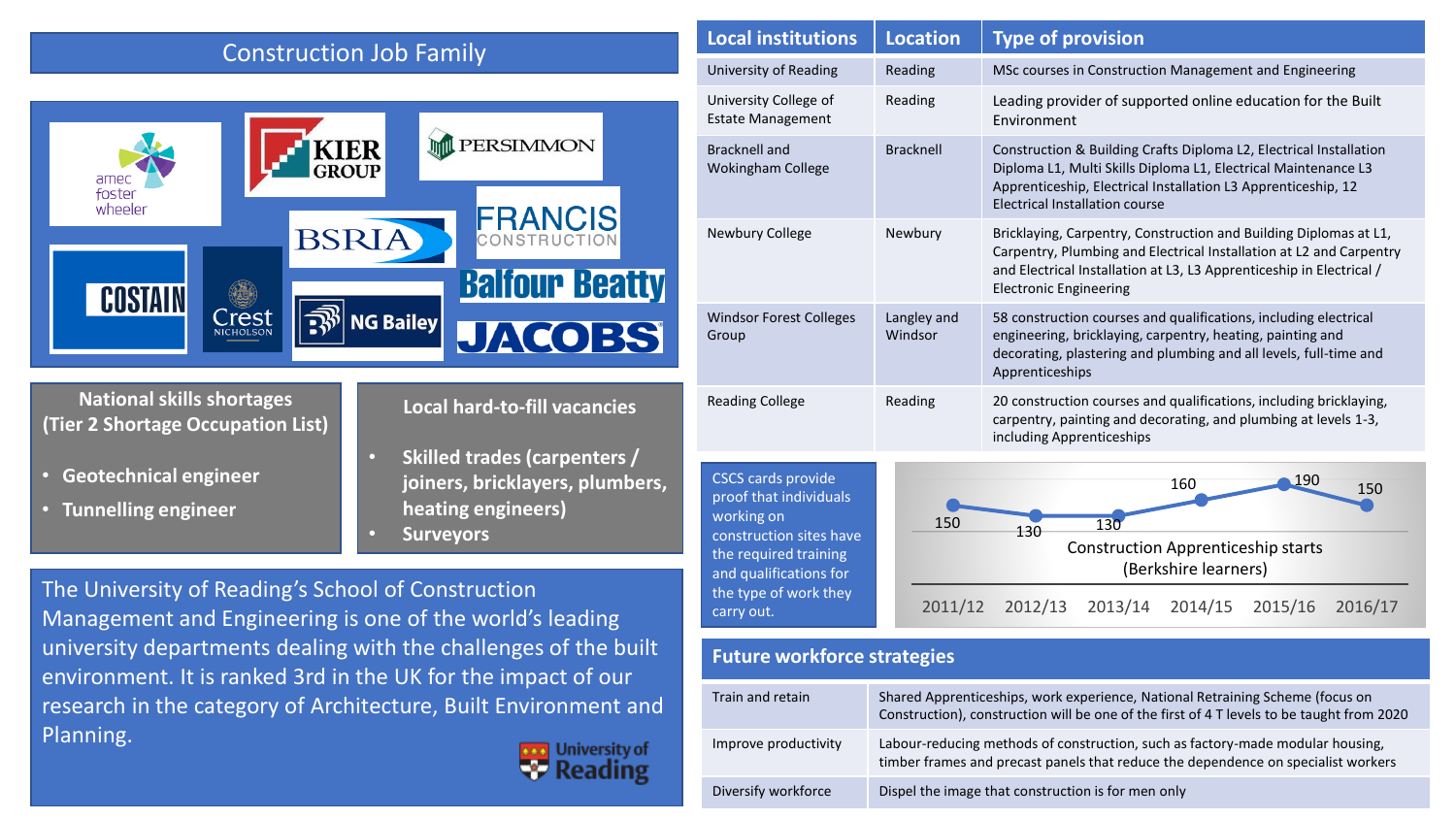## Construction Job Family

amec foster wheeler

KIER GROUP

PERSIMMON

BSRIA

FRANCIS CONSTRUCTION

COSTAIN

Crest NICHOLSON

NG Bailey

Balfour Beatty

JACOBS

### National skills shortages (Tier 2 Shortage Occupation List)

- **Geotechnical engineer**
- **Tunnelling engineer**

### Local hard-to-fill vacancies

- **Skilled trades (carpenters / joiners, bricklayers, plumbers, heating engineers)**
- **Surveyors**

The University of Reading's School of Construction Management and Engineering is one of the world's leading university departments dealing with the challenges of the built environment. It is ranked 3rd in the UK for the impact of our research in the category of Architecture, Built Environment and Planning.

University of Reading

| Local institutions | Location | Type of provision |
| --- | --- | --- |
| University of Reading | Reading | MSc courses in Construction Management and Engineering |
| University College of Estate Management | Reading | Leading provider of supported online education for the Built Environment |
| Bracknell and Wokingham College | Bracknell | Construction & Building Crafts Diploma L2, Electrical Installation Diploma L1, Multi Skills Diploma L1, Electrical Maintenance L3 Apprenticeship, Electrical Installation L3 Apprenticeship, 12 Electrical Installation course |
| Newbury College | Newbury | Bricklaying, Carpentry, Construction and Building Diplomas at L1, Carpentry, Plumbing and Electrical Installation at L2 and Carpentry and Electrical Installation at L3, L3 Apprenticeship in Electrical / Electronic Engineering |
| Windsor Forest Colleges Group | Langley and Windsor | 58 construction courses and qualifications, including electrical engineering, bricklaying, carpentry, heating, painting and decorating, plastering and plumbing and all levels, full-time and Apprenticeships |
| Reading College | Reading | 20 construction courses and qualifications, including bricklaying, carpentry, painting and decorating, and plumbing at levels 1-3, including Apprenticeships |

CSCS cards provide proof that individuals working on construction sites have the required training and qualifications for the type of work they carry out.

Construction Apprenticeship starts (Berkshire learners)

150, 130, 130, 160, 190, 150

2011/12, 2012/13, 2013/14, 2014/15, 2015/16, 2016/17

### Future workforce strategies

| | |
| --- | --- |
| Train and retain | Shared Apprenticeships, work experience, National Retraining Scheme (focus on Construction), construction will be one of the first of 4 T levels to be taught from 2020 |
| Improve productivity | Labour-reducing methods of construction, such as factory-made modular housing, timber frames and precast panels that reduce the dependence on specialist workers |
| Diversify workforce | Dispel the image that construction is for men only |